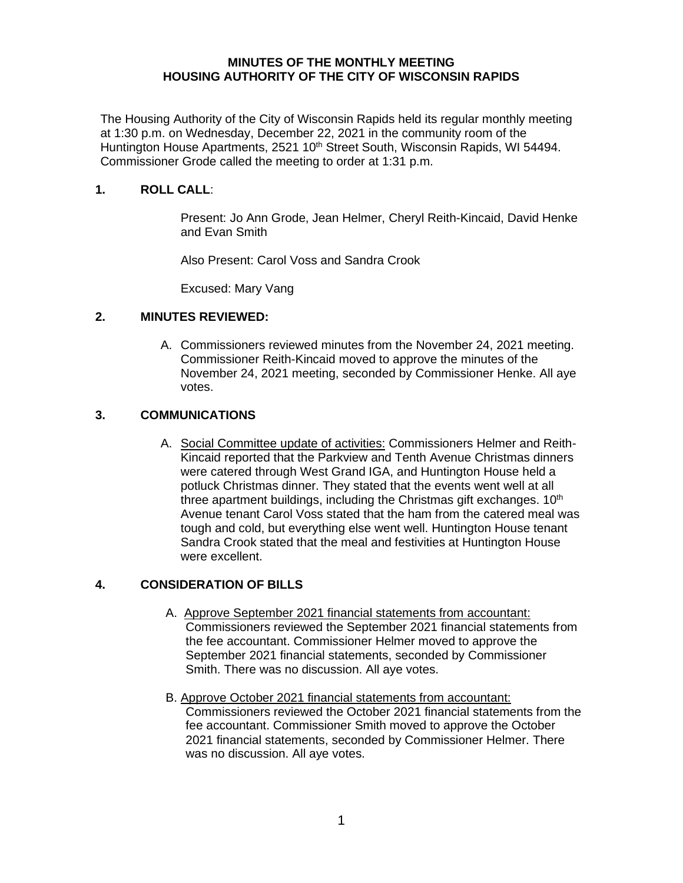# MINUTES OF THE MONTHLY MEETING
# HOUSING AUTHORITY OF THE CITY OF WISCONSIN RAPIDS

The Housing Authority of the City of Wisconsin Rapids held its regular monthly meeting at 1:30 p.m. on Wednesday, December 22, 2021 in the community room of the Huntington House Apartments, 2521 10th Street South, Wisconsin Rapids, WI 54494. Commissioner Grode called the meeting to order at 1:31 p.m.

## 1. ROLL CALL:

Present: Jo Ann Grode, Jean Helmer, Cheryl Reith-Kincaid, David Henke and Evan Smith

Also Present: Carol Voss and Sandra Crook

Excused: Mary Vang

## 2. MINUTES REVIEWED:

A. Commissioners reviewed minutes from the November 24, 2021 meeting. Commissioner Reith-Kincaid moved to approve the minutes of the November 24, 2021 meeting, seconded by Commissioner Henke. All aye votes.

## 3. COMMUNICATIONS

A. Social Committee update of activities: Commissioners Helmer and Reith-Kincaid reported that the Parkview and Tenth Avenue Christmas dinners were catered through West Grand IGA, and Huntington House held a potluck Christmas dinner. They stated that the events went well at all three apartment buildings, including the Christmas gift exchanges. 10th Avenue tenant Carol Voss stated that the ham from the catered meal was tough and cold, but everything else went well. Huntington House tenant Sandra Crook stated that the meal and festivities at Huntington House were excellent.

## 4. CONSIDERATION OF BILLS

A. Approve September 2021 financial statements from accountant: Commissioners reviewed the September 2021 financial statements from the fee accountant. Commissioner Helmer moved to approve the September 2021 financial statements, seconded by Commissioner Smith. There was no discussion. All aye votes.

B. Approve October 2021 financial statements from accountant: Commissioners reviewed the October 2021 financial statements from the fee accountant. Commissioner Smith moved to approve the October 2021 financial statements, seconded by Commissioner Helmer. There was no discussion. All aye votes.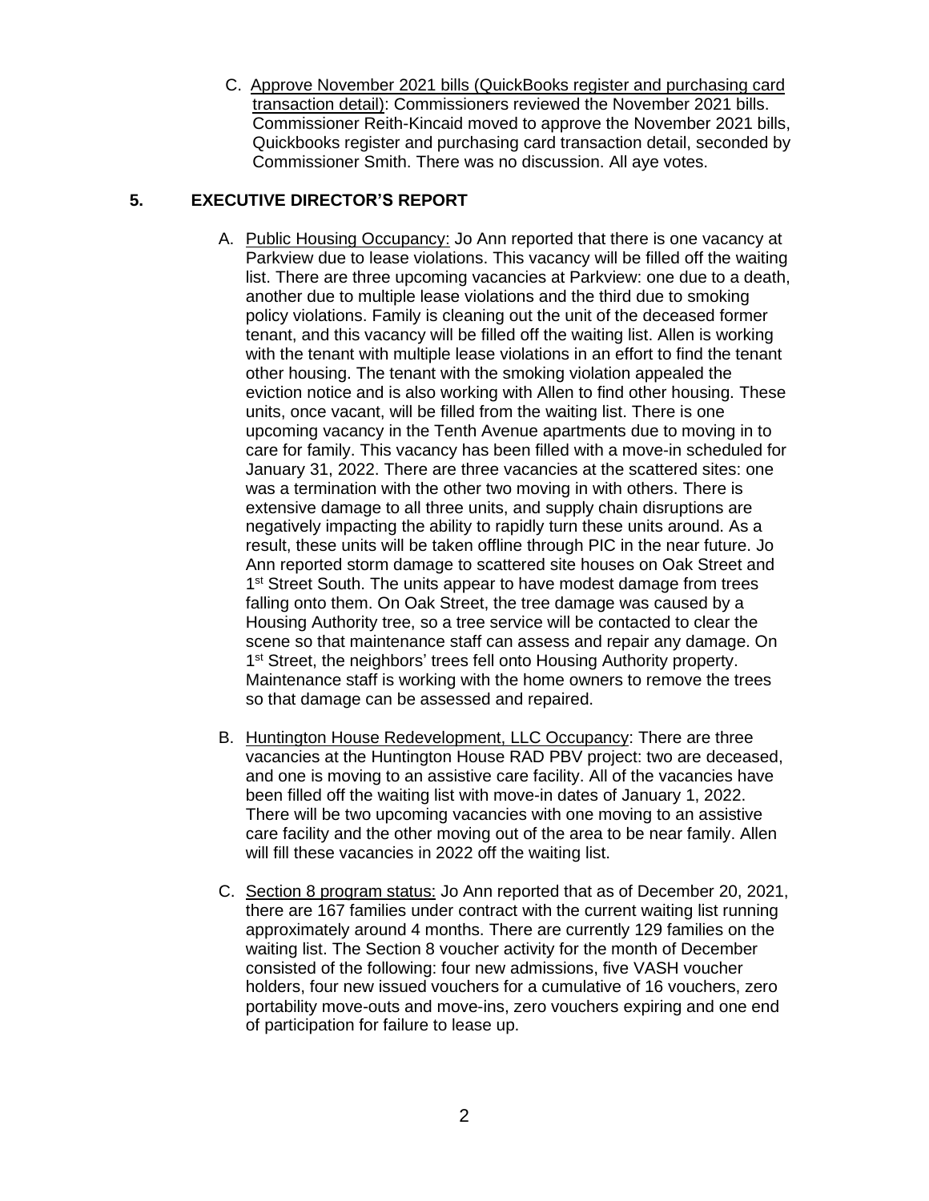C. Approve November 2021 bills (QuickBooks register and purchasing card transaction detail): Commissioners reviewed the November 2021 bills. Commissioner Reith-Kincaid moved to approve the November 2021 bills, Quickbooks register and purchasing card transaction detail, seconded by Commissioner Smith. There was no discussion. All aye votes.

## 5. EXECUTIVE DIRECTOR'S REPORT

A. Public Housing Occupancy: Jo Ann reported that there is one vacancy at Parkview due to lease violations. This vacancy will be filled off the waiting list. There are three upcoming vacancies at Parkview: one due to a death, another due to multiple lease violations and the third due to smoking policy violations. Family is cleaning out the unit of the deceased former tenant, and this vacancy will be filled off the waiting list. Allen is working with the tenant with multiple lease violations in an effort to find the tenant other housing. The tenant with the smoking violation appealed the eviction notice and is also working with Allen to find other housing. These units, once vacant, will be filled from the waiting list. There is one upcoming vacancy in the Tenth Avenue apartments due to moving in to care for family. This vacancy has been filled with a move-in scheduled for January 31, 2022. There are three vacancies at the scattered sites: one was a termination with the other two moving in with others. There is extensive damage to all three units, and supply chain disruptions are negatively impacting the ability to rapidly turn these units around. As a result, these units will be taken offline through PIC in the near future. Jo Ann reported storm damage to scattered site houses on Oak Street and 1st Street South. The units appear to have modest damage from trees falling onto them. On Oak Street, the tree damage was caused by a Housing Authority tree, so a tree service will be contacted to clear the scene so that maintenance staff can assess and repair any damage. On 1st Street, the neighbors' trees fell onto Housing Authority property. Maintenance staff is working with the home owners to remove the trees so that damage can be assessed and repaired.

B. Huntington House Redevelopment, LLC Occupancy: There are three vacancies at the Huntington House RAD PBV project: two are deceased, and one is moving to an assistive care facility. All of the vacancies have been filled off the waiting list with move-in dates of January 1, 2022. There will be two upcoming vacancies with one moving to an assistive care facility and the other moving out of the area to be near family. Allen will fill these vacancies in 2022 off the waiting list.

C. Section 8 program status: Jo Ann reported that as of December 20, 2021, there are 167 families under contract with the current waiting list running approximately around 4 months. There are currently 129 families on the waiting list. The Section 8 voucher activity for the month of December consisted of the following: four new admissions, five VASH voucher holders, four new issued vouchers for a cumulative of 16 vouchers, zero portability move-outs and move-ins, zero vouchers expiring and one end of participation for failure to lease up.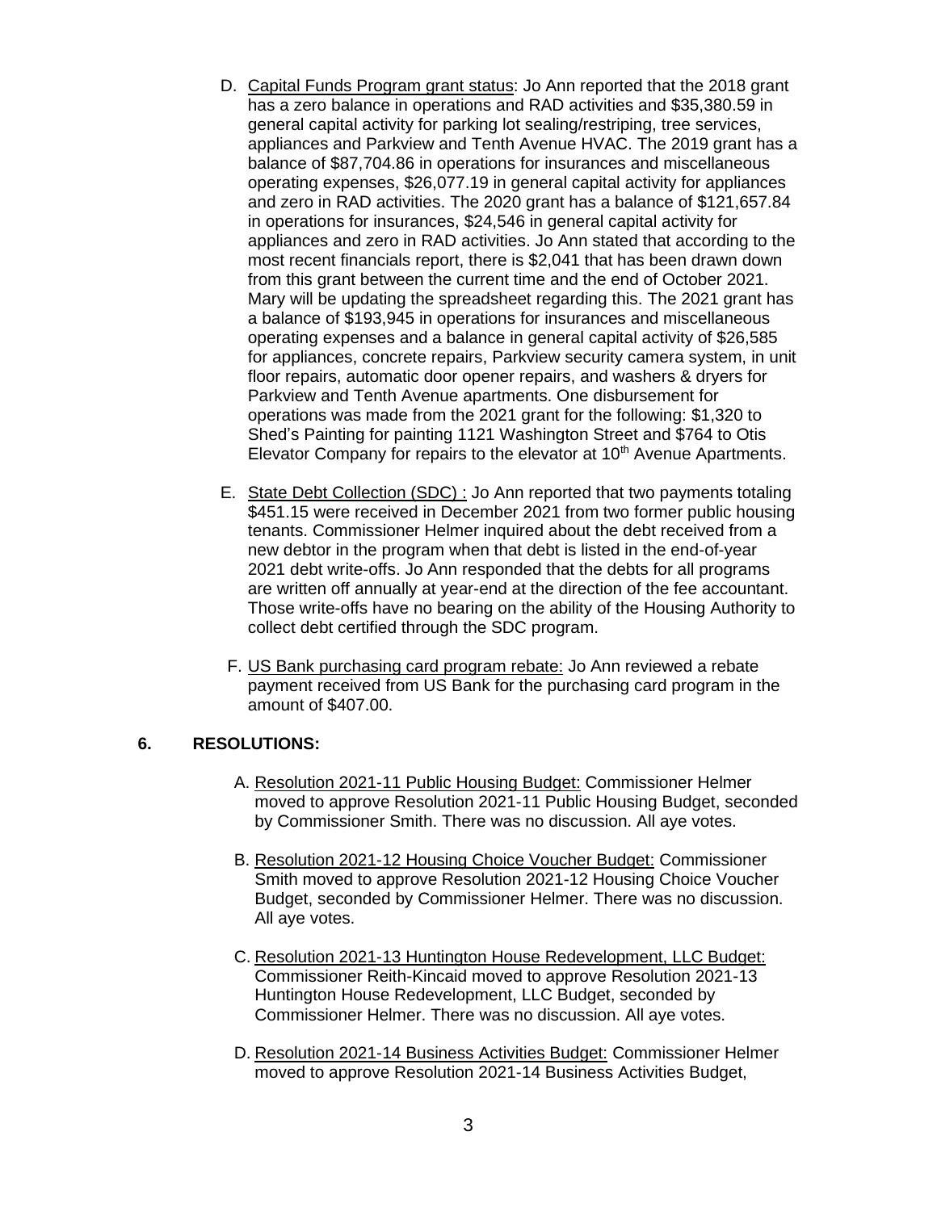D. Capital Funds Program grant status: Jo Ann reported that the 2018 grant has a zero balance in operations and RAD activities and $35,380.59 in general capital activity for parking lot sealing/restriping, tree services, appliances and Parkview and Tenth Avenue HVAC. The 2019 grant has a balance of $87,704.86 in operations for insurances and miscellaneous operating expenses, $26,077.19 in general capital activity for appliances and zero in RAD activities. The 2020 grant has a balance of $121,657.84 in operations for insurances, $24,546 in general capital activity for appliances and zero in RAD activities. Jo Ann stated that according to the most recent financials report, there is $2,041 that has been drawn down from this grant between the current time and the end of October 2021. Mary will be updating the spreadsheet regarding this. The 2021 grant has a balance of $193,945 in operations for insurances and miscellaneous operating expenses and a balance in general capital activity of $26,585 for appliances, concrete repairs, Parkview security camera system, in unit floor repairs, automatic door opener repairs, and washers & dryers for Parkview and Tenth Avenue apartments. One disbursement for operations was made from the 2021 grant for the following: $1,320 to Shed's Painting for painting 1121 Washington Street and $764 to Otis Elevator Company for repairs to the elevator at 10th Avenue Apartments.

E. State Debt Collection (SDC) : Jo Ann reported that two payments totaling $451.15 were received in December 2021 from two former public housing tenants. Commissioner Helmer inquired about the debt received from a new debtor in the program when that debt is listed in the end-of-year 2021 debt write-offs. Jo Ann responded that the debts for all programs are written off annually at year-end at the direction of the fee accountant. Those write-offs have no bearing on the ability of the Housing Authority to collect debt certified through the SDC program.

F. US Bank purchasing card program rebate: Jo Ann reviewed a rebate payment received from US Bank for the purchasing card program in the amount of $407.00.

## 6. RESOLUTIONS:

A. Resolution 2021-11 Public Housing Budget: Commissioner Helmer moved to approve Resolution 2021-11 Public Housing Budget, seconded by Commissioner Smith. There was no discussion. All aye votes.

B. Resolution 2021-12 Housing Choice Voucher Budget: Commissioner Smith moved to approve Resolution 2021-12 Housing Choice Voucher Budget, seconded by Commissioner Helmer. There was no discussion. All aye votes.

C. Resolution 2021-13 Huntington House Redevelopment, LLC Budget: Commissioner Reith-Kincaid moved to approve Resolution 2021-13 Huntington House Redevelopment, LLC Budget, seconded by Commissioner Helmer. There was no discussion. All aye votes.

D. Resolution 2021-14 Business Activities Budget: Commissioner Helmer moved to approve Resolution 2021-14 Business Activities Budget,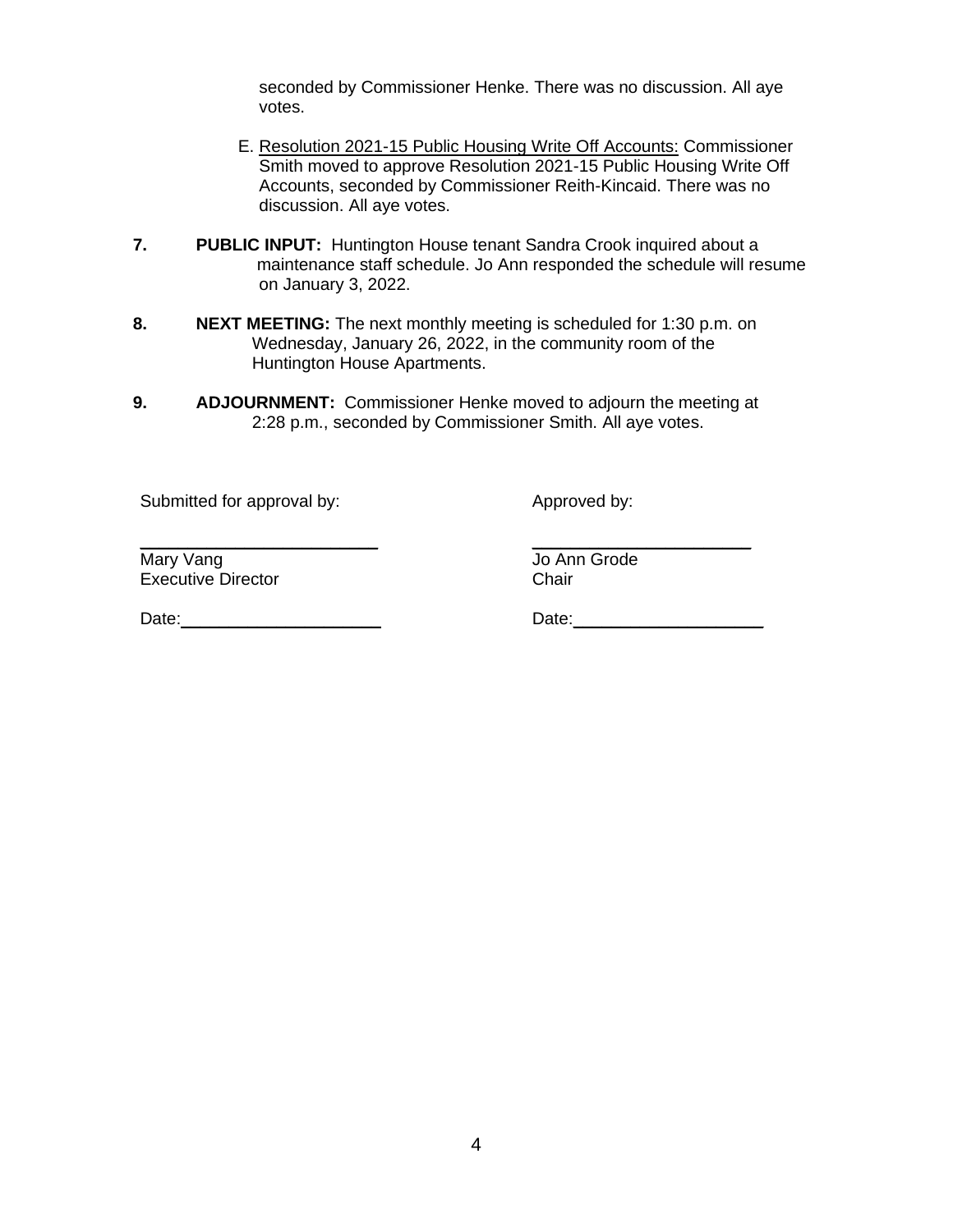seconded by Commissioner Henke. There was no discussion. All aye votes.

E. <u>Resolution 2021-15 Public Housing Write Off Accounts:</u> Commissioner Smith moved to approve Resolution 2021-15 Public Housing Write Off Accounts, seconded by Commissioner Reith-Kincaid. There was no discussion. All aye votes.

**7. PUBLIC INPUT:** Huntington House tenant Sandra Crook inquired about a maintenance staff schedule. Jo Ann responded the schedule will resume on January 3, 2022.

**8. NEXT MEETING:** The next monthly meeting is scheduled for 1:30 p.m. on Wednesday, January 26, 2022, in the community room of the Huntington House Apartments.

**9. ADJOURNMENT:** Commissioner Henke moved to adjourn the meeting at 2:28 p.m., seconded by Commissioner Smith. All aye votes.

Submitted for approval by:

\_\_\_\_\_\_\_\_\_\_\_\_\_\_\_\_\_\_\_\_\_\_\_\_\_
Mary Vang
Executive Director

Date: \_\_\_\_\_\_\_\_\_\_\_\_\_\_\_\_\_\_\_\_

Approved by:

\_\_\_\_\_\_\_\_\_\_\_\_\_\_\_\_\_\_\_\_\_\_\_
Jo Ann Grode
Chair

Date: \_\_\_\_\_\_\_\_\_\_\_\_\_\_\_\_\_\_\_\_